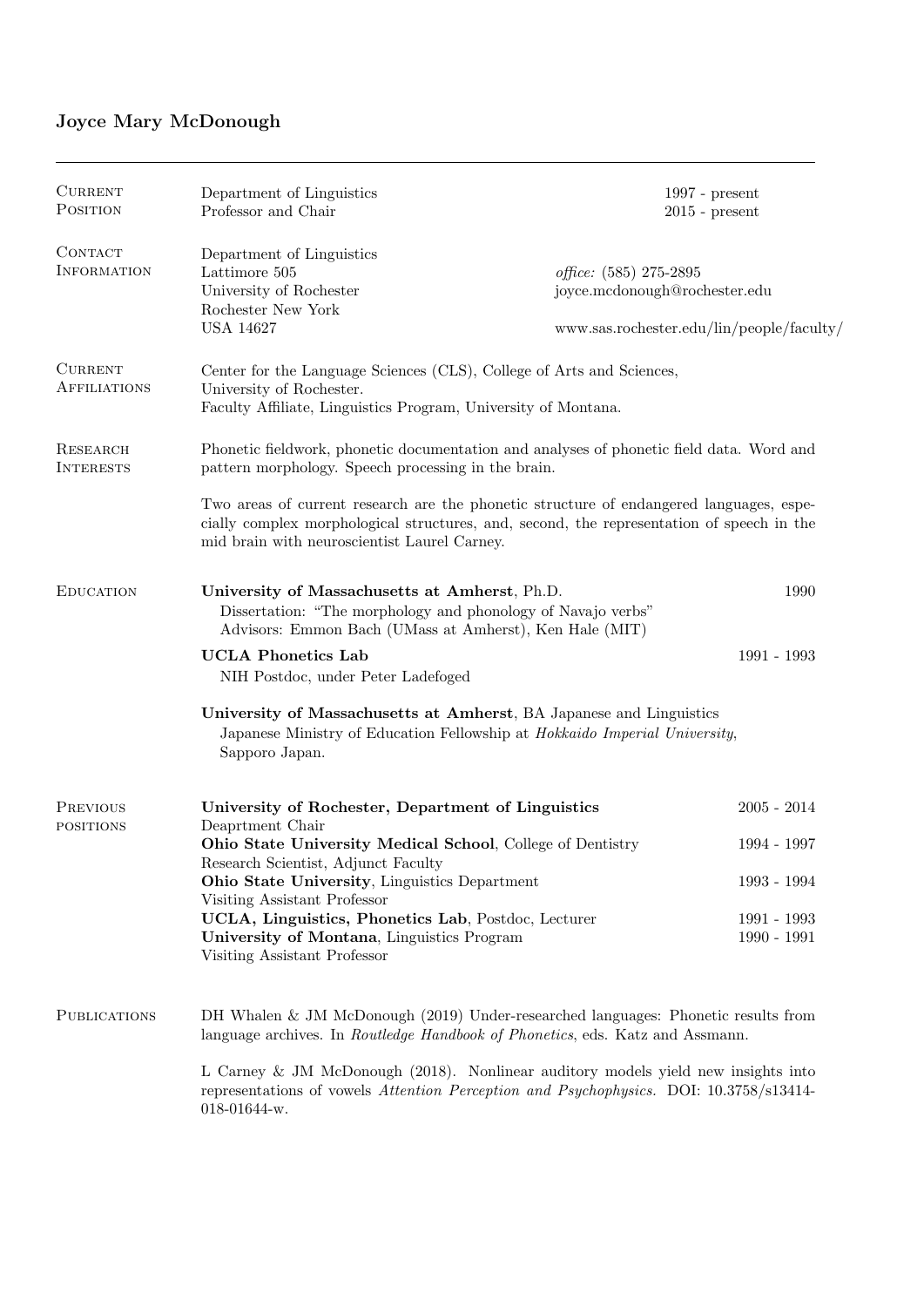# Joyce Mary McDonough

---

## Current Position

Department of Linguistics — 1997 - present
Professor and Chair — 2015 - present

## Contact Information

Department of Linguistics
Lattimore 505
University of Rochester
Rochester New York
USA 14627

*office:* (585) 275-2895
joyce.mcdonough@rochester.edu
www.sas.rochester.edu/lin/people/faculty/

## Current Affiliations

Center for the Language Sciences (CLS), College of Arts and Sciences, University of Rochester.
Faculty Affiliate, Linguistics Program, University of Montana.

## Research Interests

Phonetic fieldwork, phonetic documentation and analyses of phonetic field data. Word and pattern morphology. Speech processing in the brain.

Two areas of current research are the phonetic structure of endangered languages, especially complex morphological structures, and, second, the representation of speech in the mid brain with neuroscientist Laurel Carney.

## Education

**University of Massachusetts at Amherst**, Ph.D. — 1990
Dissertation: "The morphology and phonology of Navajo verbs"
Advisors: Emmon Bach (UMass at Amherst), Ken Hale (MIT)

**UCLA Phonetics Lab** — 1991 - 1993
NIH Postdoc, under Peter Ladefoged

**University of Massachusetts at Amherst**, BA Japanese and Linguistics
Japanese Ministry of Education Fellowship at *Hokkaido Imperial University*, Sapporo Japan.

## Previous positions

**University of Rochester, Department of Linguistics** — 2005 - 2014
Deaprtment Chair

**Ohio State University Medical School**, College of Dentistry — 1994 - 1997
Research Scientist, Adjunct Faculty

**Ohio State University**, Linguistics Department — 1993 - 1994
Visiting Assistant Professor

**UCLA, Linguistics, Phonetics Lab**, Postdoc, Lecturer — 1991 - 1993

**University of Montana**, Linguistics Program — 1990 - 1991
Visiting Assistant Professor

## Publications

DH Whalen & JM McDonough (2019) Under-researched languages: Phonetic results from language archives. In *Routledge Handbook of Phonetics*, eds. Katz and Assmann.

L Carney & JM McDonough (2018). Nonlinear auditory models yield new insights into representations of vowels *Attention Perception and Psychophysics.* DOI: 10.3758/s13414-018-01644-w.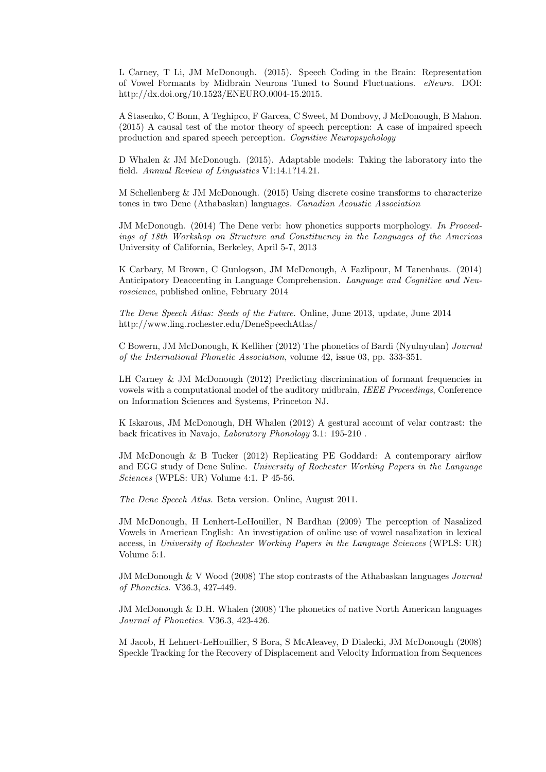L Carney, T Li, JM McDonough. (2015). Speech Coding in the Brain: Representation of Vowel Formants by Midbrain Neurons Tuned to Sound Fluctuations. *eNeuro*. DOI: http://dx.doi.org/10.1523/ENEURO.0004-15.2015.

A Stasenko, C Bonn, A Teghipco, F Garcea, C Sweet, M Dombovy, J McDonough, B Mahon. (2015) A causal test of the motor theory of speech perception: A case of impaired speech production and spared speech perception. *Cognitive Neuropsychology*

D Whalen & JM McDonough. (2015). Adaptable models: Taking the laboratory into the field. *Annual Review of Linguistics* V1:14.1?14.21.

M Schellenberg & JM McDonough. (2015) Using discrete cosine transforms to characterize tones in two Dene (Athabaskan) languages. *Canadian Acoustic Association*

JM McDonough. (2014) The Dene verb: how phonetics supports morphology. *In Proceedings of 18th Workshop on Structure and Constituency in the Languages of the Americas* University of California, Berkeley, April 5-7, 2013

K Carbary, M Brown, C Gunlogson, JM McDonough, A Fazlipour, M Tanenhaus. (2014) Anticipatory Deaccenting in Language Comprehension. *Language and Cognitive and Neuroscience*, published online, February 2014

*The Dene Speech Atlas: Seeds of the Future.* Online, June 2013, update, June 2014 http://www.ling.rochester.edu/DeneSpeechAtlas/

C Bowern, JM McDonough, K Kelliher (2012) The phonetics of Bardi (Nyulnyulan) *Journal of the International Phonetic Association*, volume 42, issue 03, pp. 333-351.

LH Carney & JM McDonough (2012) Predicting discrimination of formant frequencies in vowels with a computational model of the auditory midbrain, *IEEE Proceedings*, Conference on Information Sciences and Systems, Princeton NJ.

K Iskarous, JM McDonough, DH Whalen (2012) A gestural account of velar contrast: the back fricatives in Navajo, *Laboratory Phonology* 3.1: 195-210 .

JM McDonough & B Tucker (2012) Replicating PE Goddard: A contemporary airflow and EGG study of Dene Suline. *University of Rochester Working Papers in the Language Sciences* (WPLS: UR) Volume 4:1. P 45-56.

*The Dene Speech Atlas.* Beta version. Online, August 2011.

JM McDonough, H Lenhert-LeHouiller, N Bardhan (2009) The perception of Nasalized Vowels in American English: An investigation of online use of vowel nasalization in lexical access, in *University of Rochester Working Papers in the Language Sciences* (WPLS: UR) Volume 5:1.

JM McDonough & V Wood (2008) The stop contrasts of the Athabaskan languages *Journal of Phonetics*. V36.3, 427-449.

JM McDonough & D.H. Whalen (2008) The phonetics of native North American languages *Journal of Phonetics*. V36.3, 423-426.

M Jacob, H Lehnert-LeHouillier, S Bora, S McAleavey, D Dialecki, JM McDonough (2008) Speckle Tracking for the Recovery of Displacement and Velocity Information from Sequences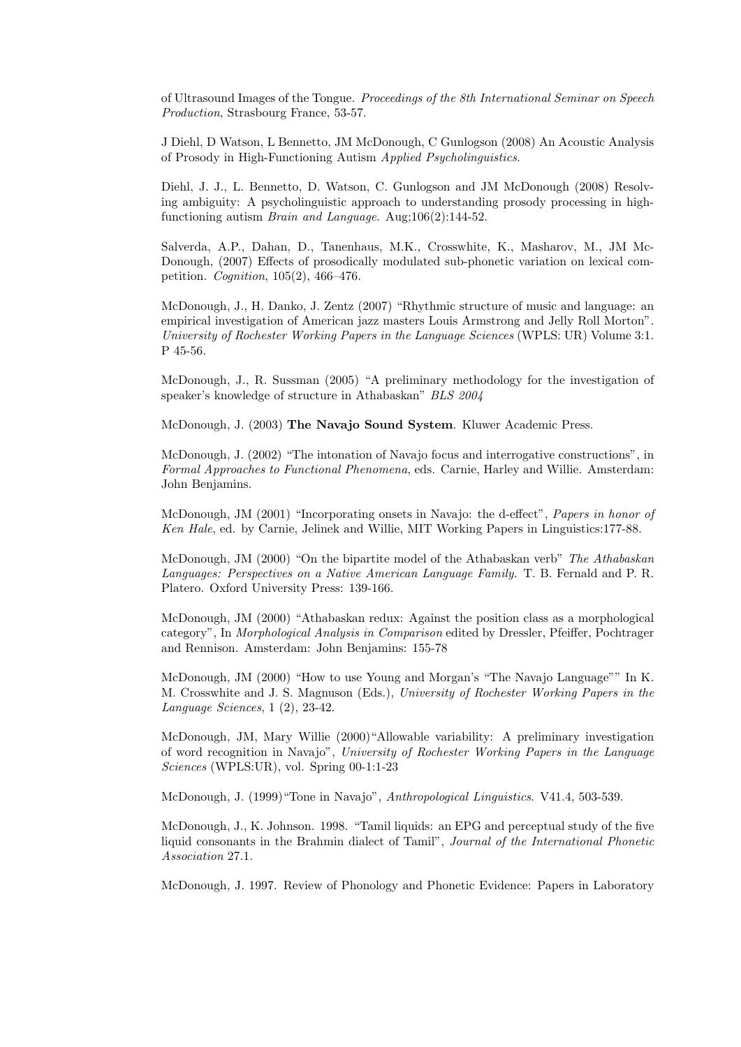of Ultrasound Images of the Tongue. *Proceedings of the 8th International Seminar on Speech Production*, Strasbourg France, 53-57.

J Diehl, D Watson, L Bennetto, JM McDonough, C Gunlogson (2008) An Acoustic Analysis of Prosody in High-Functioning Autism *Applied Psycholinguistics*.

Diehl, J. J., L. Bennetto, D. Watson, C. Gunlogson and JM McDonough (2008) Resolving ambiguity: A psycholinguistic approach to understanding prosody processing in high-functioning autism *Brain and Language*. Aug;106(2):144-52.

Salverda, A.P., Dahan, D., Tanenhaus, M.K., Crosswhite, K., Masharov, M., JM McDonough, (2007) Effects of prosodically modulated sub-phonetic variation on lexical competition. *Cognition*, 105(2), 466–476.

McDonough, J., H. Danko, J. Zentz (2007) "Rhythmic structure of music and language: an empirical investigation of American jazz masters Louis Armstrong and Jelly Roll Morton". *University of Rochester Working Papers in the Language Sciences* (WPLS: UR) Volume 3:1. P 45-56.

McDonough, J., R. Sussman (2005) "A preliminary methodology for the investigation of speaker's knowledge of structure in Athabaskan" *BLS 2004*

McDonough, J. (2003) **The Navajo Sound System**. Kluwer Academic Press.

McDonough, J. (2002) "The intonation of Navajo focus and interrogative constructions", in *Formal Approaches to Functional Phenomena*, eds. Carnie, Harley and Willie. Amsterdam: John Benjamins.

McDonough, JM (2001) "Incorporating onsets in Navajo: the d-effect", *Papers in honor of Ken Hale*, ed. by Carnie, Jelinek and Willie, MIT Working Papers in Linguistics:177-88.

McDonough, JM (2000) "On the bipartite model of the Athabaskan verb" *The Athabaskan Languages: Perspectives on a Native American Language Family*. T. B. Fernald and P. R. Platero. Oxford University Press: 139-166.

McDonough, JM (2000) "Athabaskan redux: Against the position class as a morphological category", In *Morphological Analysis in Comparison* edited by Dressler, Pfeiffer, Pochtrager and Rennison. Amsterdam: John Benjamins: 155-78

McDonough, JM (2000) "How to use Young and Morgan's "The Navajo Language"" In K. M. Crosswhite and J. S. Magnuson (Eds.), *University of Rochester Working Papers in the Language Sciences*, 1 (2), 23-42.

McDonough, JM, Mary Willie (2000)"Allowable variability: A preliminary investigation of word recognition in Navajo", *University of Rochester Working Papers in the Language Sciences* (WPLS:UR), vol. Spring 00-1:1-23

McDonough, J. (1999)"Tone in Navajo", *Anthropological Linguistics*. V41.4, 503-539.

McDonough, J., K. Johnson. 1998. "Tamil liquids: an EPG and perceptual study of the five liquid consonants in the Brahmin dialect of Tamil", *Journal of the International Phonetic Association* 27.1.

McDonough, J. 1997. Review of Phonology and Phonetic Evidence: Papers in Laboratory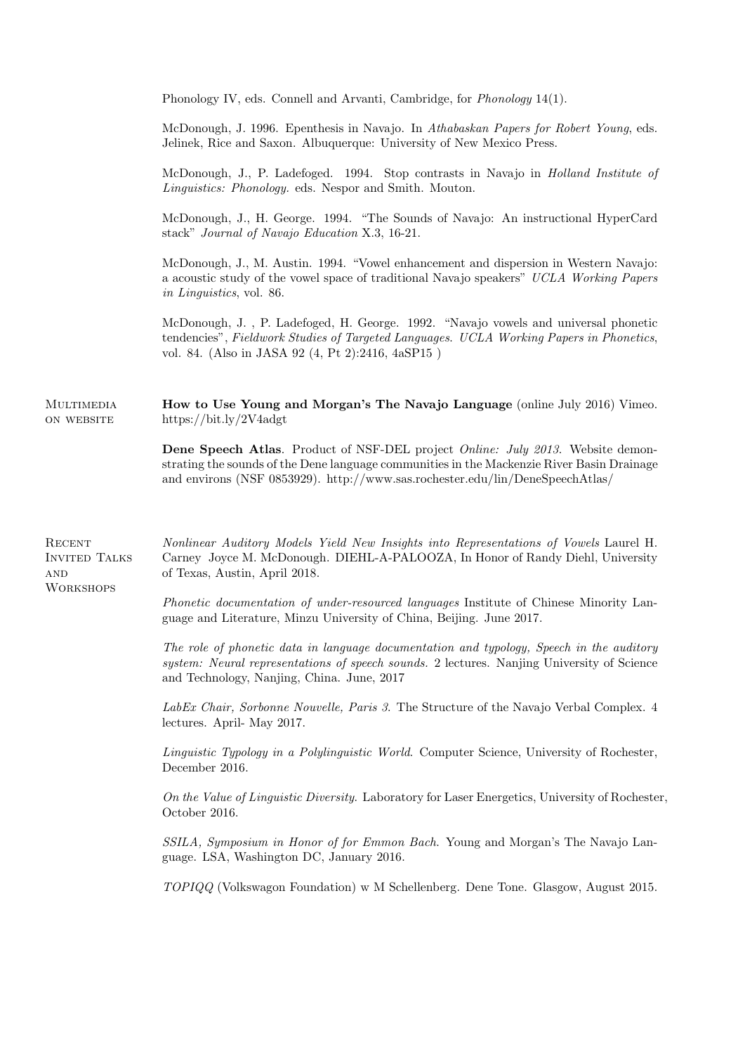Phonology IV, eds. Connell and Arvanti, Cambridge, for *Phonology* 14(1).

McDonough, J. 1996. Epenthesis in Navajo. In *Athabaskan Papers for Robert Young*, eds. Jelinek, Rice and Saxon. Albuquerque: University of New Mexico Press.

McDonough, J., P. Ladefoged. 1994. Stop contrasts in Navajo in *Holland Institute of Linguistics: Phonology.* eds. Nespor and Smith. Mouton.

McDonough, J., H. George. 1994. "The Sounds of Navajo: An instructional HyperCard stack" *Journal of Navajo Education* X.3, 16-21.

McDonough, J., M. Austin. 1994. "Vowel enhancement and dispersion in Western Navajo: a acoustic study of the vowel space of traditional Navajo speakers" *UCLA Working Papers in Linguistics*, vol. 86.

McDonough, J. , P. Ladefoged, H. George. 1992. "Navajo vowels and universal phonetic tendencies", *Fieldwork Studies of Targeted Languages. UCLA Working Papers in Phonetics*, vol. 84. (Also in JASA 92 (4, Pt 2):2416, 4aSP15 )

## Multimedia on website

**How to Use Young and Morgan's The Navajo Language** (online July 2016) Vimeo. https://bit.ly/2V4adgt

**Dene Speech Atlas**. Product of NSF-DEL project *Online: July 2013*. Website demonstrating the sounds of the Dene language communities in the Mackenzie River Basin Drainage and environs (NSF 0853929). http://www.sas.rochester.edu/lin/DeneSpeechAtlas/

## Recent Invited Talks and Workshops

*Nonlinear Auditory Models Yield New Insights into Representations of Vowels* Laurel H. Carney Joyce M. McDonough. DIEHL-A-PALOOZA, In Honor of Randy Diehl, University of Texas, Austin, April 2018.

*Phonetic documentation of under-resourced languages* Institute of Chinese Minority Language and Literature, Minzu University of China, Beijing. June 2017.

*The role of phonetic data in language documentation and typology, Speech in the auditory system: Neural representations of speech sounds.* 2 lectures. Nanjing University of Science and Technology, Nanjing, China. June, 2017

*LabEx Chair, Sorbonne Nouvelle, Paris 3.* The Structure of the Navajo Verbal Complex. 4 lectures. April- May 2017.

*Linguistic Typology in a Polylinguistic World*. Computer Science, University of Rochester, December 2016.

*On the Value of Linguistic Diversity.* Laboratory for Laser Energetics, University of Rochester, October 2016.

*SSILA, Symposium in Honor of for Emmon Bach.* Young and Morgan's The Navajo Language. LSA, Washington DC, January 2016.

*TOPIQQ* (Volkswagon Foundation) w M Schellenberg. Dene Tone. Glasgow, August 2015.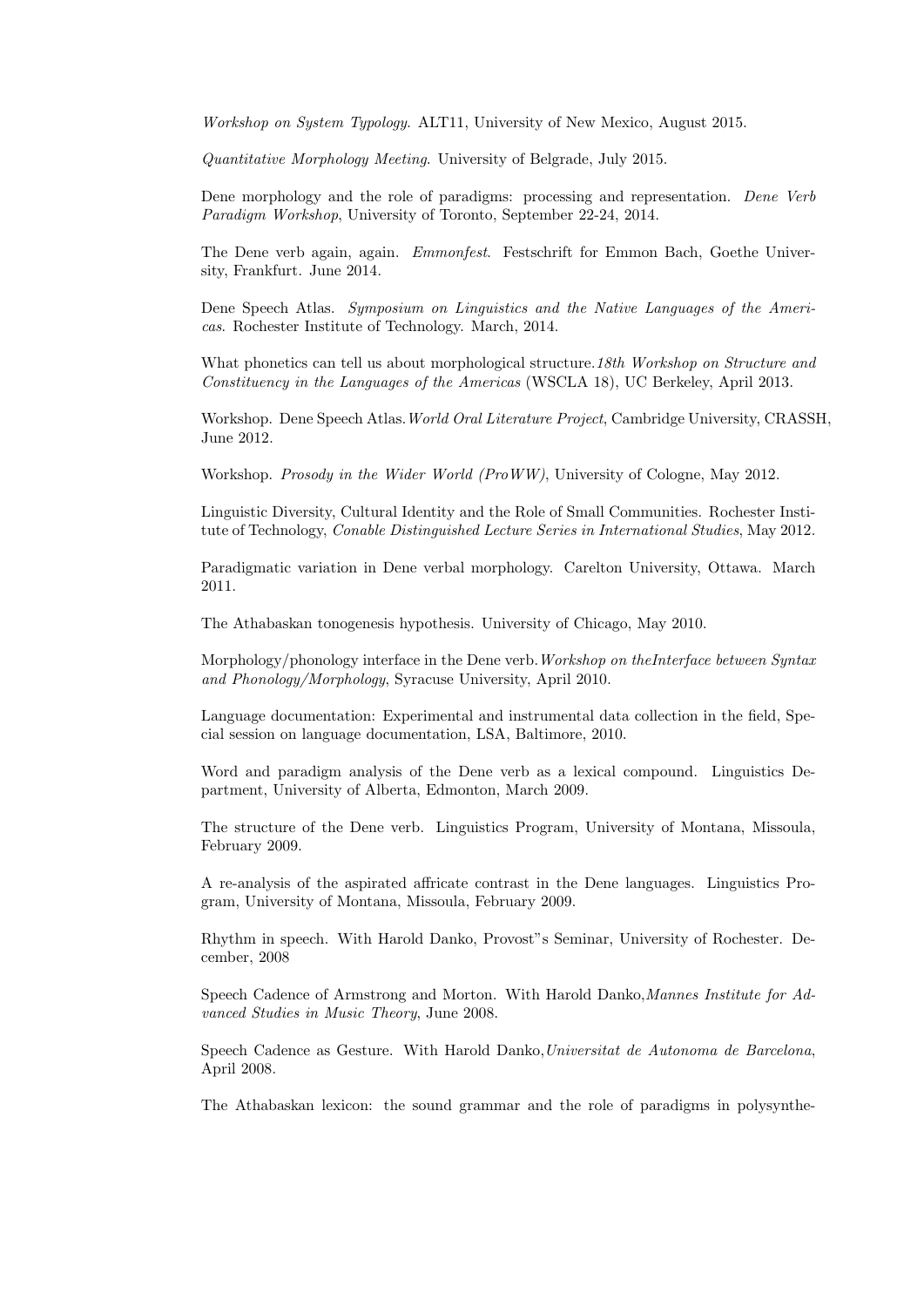*Workshop on System Typology*. ALT11, University of New Mexico, August 2015.

*Quantitative Morphology Meeting*. University of Belgrade, July 2015.

Dene morphology and the role of paradigms: processing and representation. *Dene Verb Paradigm Workshop*, University of Toronto, September 22-24, 2014.

The Dene verb again, again. *Emmonfest*. Festschrift for Emmon Bach, Goethe University, Frankfurt. June 2014.

Dene Speech Atlas. *Symposium on Linguistics and the Native Languages of the Americas*. Rochester Institute of Technology. March, 2014.

What phonetics can tell us about morphological structure.*18th Workshop on Structure and Constituency in the Languages of the Americas* (WSCLA 18), UC Berkeley, April 2013.

Workshop. Dene Speech Atlas.*World Oral Literature Project*, Cambridge University, CRASSH, June 2012.

Workshop. *Prosody in the Wider World (ProWW)*, University of Cologne, May 2012.

Linguistic Diversity, Cultural Identity and the Role of Small Communities. Rochester Institute of Technology, *Conable Distinguished Lecture Series in International Studies*, May 2012.

Paradigmatic variation in Dene verbal morphology. Carelton University, Ottawa. March 2011.

The Athabaskan tonogenesis hypothesis. University of Chicago, May 2010.

Morphology/phonology interface in the Dene verb.*Workshop on theInterface between Syntax and Phonology/Morphology*, Syracuse University, April 2010.

Language documentation: Experimental and instrumental data collection in the field, Special session on language documentation, LSA, Baltimore, 2010.

Word and paradigm analysis of the Dene verb as a lexical compound. Linguistics Department, University of Alberta, Edmonton, March 2009.

The structure of the Dene verb. Linguistics Program, University of Montana, Missoula, February 2009.

A re-analysis of the aspirated affricate contrast in the Dene languages. Linguistics Program, University of Montana, Missoula, February 2009.

Rhythm in speech. With Harold Danko, Provost"s Seminar, University of Rochester. December, 2008

Speech Cadence of Armstrong and Morton. With Harold Danko,*Mannes Institute for Advanced Studies in Music Theory*, June 2008.

Speech Cadence as Gesture. With Harold Danko,*Universitat de Autonoma de Barcelona*, April 2008.

The Athabaskan lexicon: the sound grammar and the role of paradigms in polysynthe-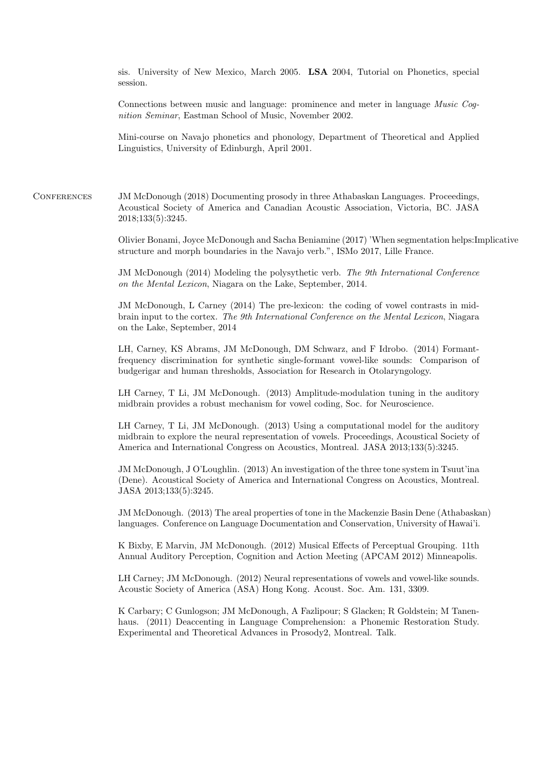sis. University of New Mexico, March 2005. **LSA** 2004, Tutorial on Phonetics, special session.

Connections between music and language: prominence and meter in language *Music Cognition Seminar*, Eastman School of Music, November 2002.

Mini-course on Navajo phonetics and phonology, Department of Theoretical and Applied Linguistics, University of Edinburgh, April 2001.

## Conferences

JM McDonough (2018) Documenting prosody in three Athabaskan Languages. Proceedings, Acoustical Society of America and Canadian Acoustic Association, Victoria, BC. JASA 2018;133(5):3245.

Olivier Bonami, Joyce McDonough and Sacha Beniamine (2017) 'When segmentation helps:Implicative structure and morph boundaries in the Navajo verb.", ISMo 2017, Lille France.

JM McDonough (2014) Modeling the polysythetic verb. *The 9th International Conference on the Mental Lexicon*, Niagara on the Lake, September, 2014.

JM McDonough, L Carney (2014) The pre-lexicon: the coding of vowel contrasts in midbrain input to the cortex. *The 9th International Conference on the Mental Lexicon*, Niagara on the Lake, September, 2014

LH, Carney, KS Abrams, JM McDonough, DM Schwarz, and F Idrobo. (2014) Formant-frequency discrimination for synthetic single-formant vowel-like sounds: Comparison of budgerigar and human thresholds, Association for Research in Otolaryngology.

LH Carney, T Li, JM McDonough. (2013) Amplitude-modulation tuning in the auditory midbrain provides a robust mechanism for vowel coding, Soc. for Neuroscience.

LH Carney, T Li, JM McDonough. (2013) Using a computational model for the auditory midbrain to explore the neural representation of vowels. Proceedings, Acoustical Society of America and International Congress on Acoustics, Montreal. JASA 2013;133(5):3245.

JM McDonough, J O'Loughlin. (2013) An investigation of the three tone system in Tsuut'ina (Dene). Acoustical Society of America and International Congress on Acoustics, Montreal. JASA 2013;133(5):3245.

JM McDonough. (2013) The areal properties of tone in the Mackenzie Basin Dene (Athabaskan) languages. Conference on Language Documentation and Conservation, University of Hawai'i.

K Bixby, E Marvin, JM McDonough. (2012) Musical Effects of Perceptual Grouping. 11th Annual Auditory Perception, Cognition and Action Meeting (APCAM 2012) Minneapolis.

LH Carney; JM McDonough. (2012) Neural representations of vowels and vowel-like sounds. Acoustic Society of America (ASA) Hong Kong. Acoust. Soc. Am. 131, 3309.

K Carbary; C Gunlogson; JM McDonough, A Fazlipour; S Glacken; R Goldstein; M Tanenhaus. (2011) Deaccenting in Language Comprehension: a Phonemic Restoration Study. Experimental and Theoretical Advances in Prosody2, Montreal. Talk.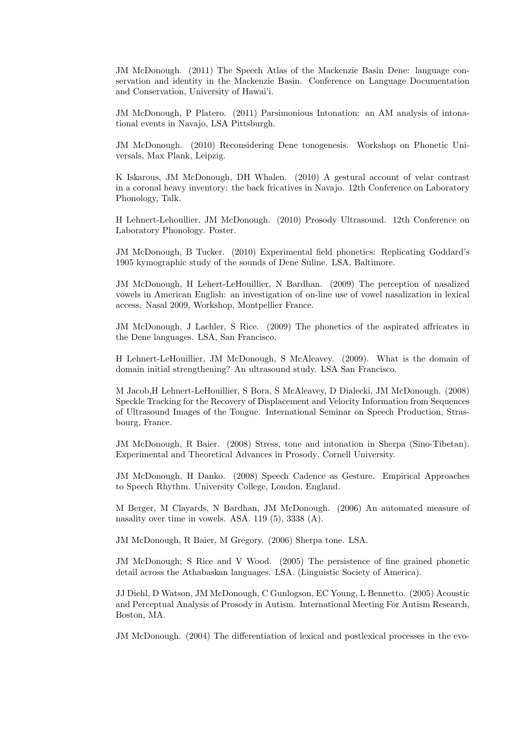JM McDonough. (2011) The Speech Atlas of the Mackenzie Basin Dene: language conservation and identity in the Mackenzie Basin. Conference on Language Documentation and Conservation, University of Hawai'i.

JM McDonough, P Platero. (2011) Parsimonious Intonation: an AM analysis of intonational events in Navajo, LSA Pittsburgh.

JM McDonough. (2010) Reconsidering Dene tonogenesis. Workshop on Phonetic Universals, Max Plank, Leipzig.

K Iskarous, JM McDonough, DH Whalen. (2010) A gestural account of velar contrast in a coronal heavy inventory: the back fricatives in Navajo. 12th Conference on Laboratory Phonology, Talk.

H Lehnert-Lehoullier, JM McDonough. (2010) Prosody Ultrasound. 12th Conference on Laboratory Phonology. Poster.

JM McDonough, B Tucker. (2010) Experimental field phonetics: Replicating Goddard's 1905 kymographic study of the sounds of Dene Suline. LSA, Baltimore.

JM McDonough, H Lehert-LeHouillier, N Bardhan. (2009) The perception of nasalized vowels in American English: an investigation of on-line use of vowel nasalization in lexical access. Nasal 2009, Workshop, Montpellier France.

JM McDonough, J Lachler, S Rice. (2009) The phonetics of the aspirated affricates in the Dene languages. LSA, San Francisco.

H Lehnert-LeHouillier, JM McDonough, S McAleavey. (2009). What is the domain of domain initial strengthening? An ultrasound study. LSA San Francisco.

M Jacob,H Lehnert-LeHouillier, S Bora, S McAleavey, D Dialecki, JM McDonough. (2008) Speckle Tracking for the Recovery of Displacement and Velocity Information from Sequences of Ultrasound Images of the Tongue. International Seminar on Speech Production, Strasbourg, France.

JM McDonough, R Baier. (2008) Stress, tone and intonation in Sherpa (Sino-Tibetan). Experimental and Theoretical Advances in Prosody, Cornell University.

JM McDonough, H Danko. (2008) Speech Cadence as Gesture. Empirical Approaches to Speech Rhythm. University College, London, England.

M Berger, M Clayards, N Bardhan, JM McDonough. (2006) An automated measure of nasality over time in vowels. ASA. 119 (5), 3338 (A).

JM McDonough, R Baier, M Gregory. (2006) Sherpa tone. LSA.

JM McDonough; S Rice and V Wood. (2005) The persistence of fine grained phonetic detail across the Athabaskan languages. LSA. (Linguistic Society of America).

JJ Diehl, D Watson, JM McDonough, C Gunlogson, EC Young, L Bennetto. (2005) Acoustic and Perceptual Analysis of Prosody in Autism. International Meeting For Autism Research, Boston, MA.

JM McDonough. (2004) The differentiation of lexical and postlexical processes in the evo-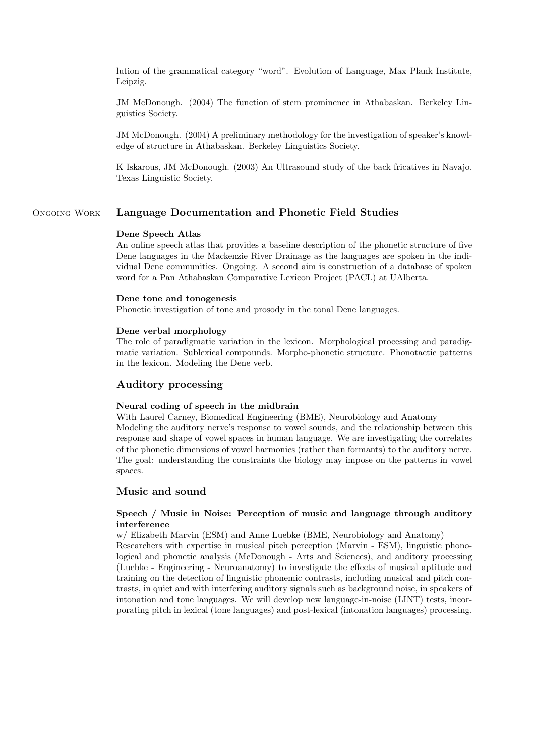lution of the grammatical category "word". Evolution of Language, Max Plank Institute, Leipzig.

JM McDonough. (2004) The function of stem prominence in Athabaskan. Berkeley Linguistics Society.

JM McDonough. (2004) A preliminary methodology for the investigation of speaker's knowledge of structure in Athabaskan. Berkeley Linguistics Society.

K Iskarous, JM McDonough. (2003) An Ultrasound study of the back fricatives in Navajo. Texas Linguistic Society.

## Ongoing Work

## Language Documentation and Phonetic Field Studies

**Dene Speech Atlas**
An online speech atlas that provides a baseline description of the phonetic structure of five Dene languages in the Mackenzie River Drainage as the languages are spoken in the individual Dene communities. Ongoing. A second aim is construction of a database of spoken word for a Pan Athabaskan Comparative Lexicon Project (PACL) at UAlberta.

**Dene tone and tonogenesis**
Phonetic investigation of tone and prosody in the tonal Dene languages.

**Dene verbal morphology**
The role of paradigmatic variation in the lexicon. Morphological processing and paradigmatic variation. Sublexical compounds. Morpho-phonetic structure. Phonotactic patterns in the lexicon. Modeling the Dene verb.

## Auditory processing

**Neural coding of speech in the midbrain**
With Laurel Carney, Biomedical Engineering (BME), Neurobiology and Anatomy
Modeling the auditory nerve's response to vowel sounds, and the relationship between this response and shape of vowel spaces in human language. We are investigating the correlates of the phonetic dimensions of vowel harmonics (rather than formants) to the auditory nerve. The goal: understanding the constraints the biology may impose on the patterns in vowel spaces.

## Music and sound

**Speech / Music in Noise: Perception of music and language through auditory interference**
w/ Elizabeth Marvin (ESM) and Anne Luebke (BME, Neurobiology and Anatomy)
Researchers with expertise in musical pitch perception (Marvin - ESM), linguistic phonological and phonetic analysis (McDonough - Arts and Sciences), and auditory processing (Luebke - Engineering - Neuroanatomy) to investigate the effects of musical aptitude and training on the detection of linguistic phonemic contrasts, including musical and pitch contrasts, in quiet and with interfering auditory signals such as background noise, in speakers of intonation and tone languages. We will develop new language-in-noise (LINT) tests, incorporating pitch in lexical (tone languages) and post-lexical (intonation languages) processing.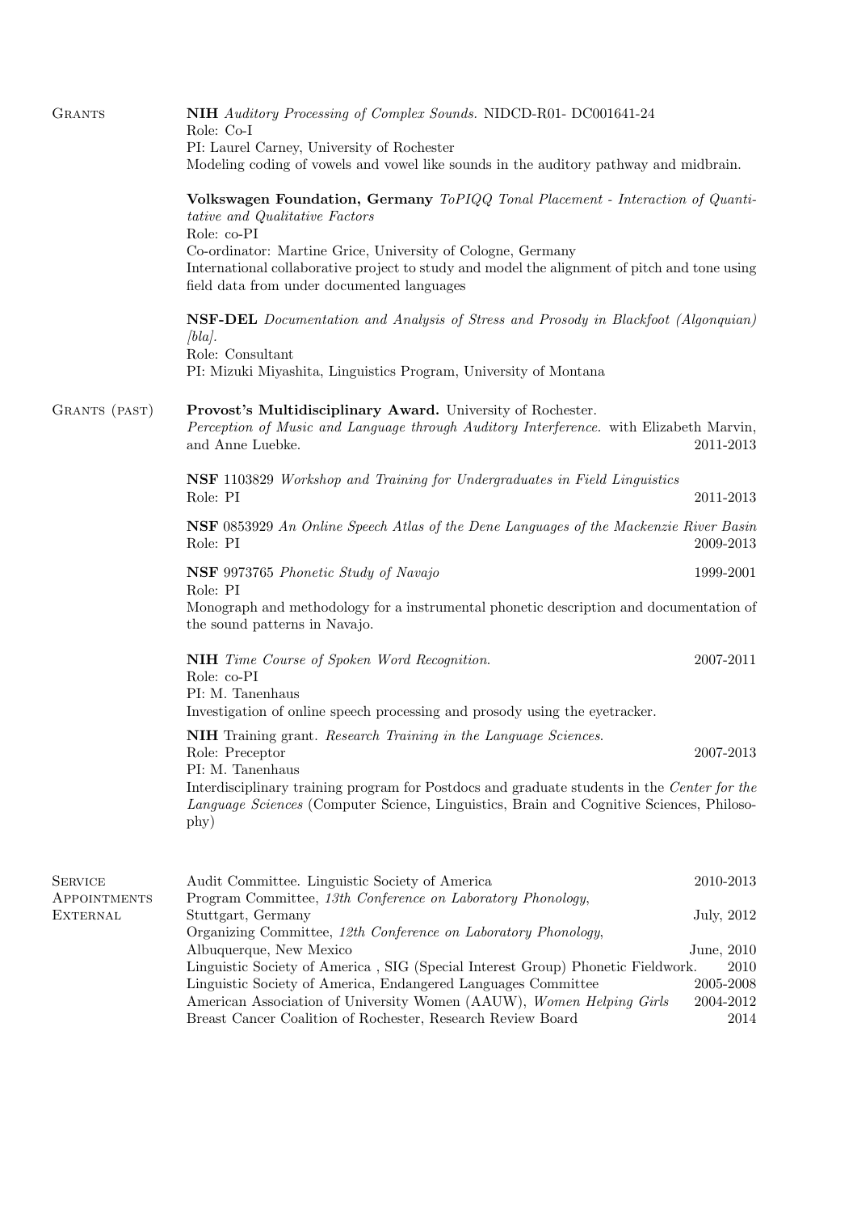## Grants

**NIH** *Auditory Processing of Complex Sounds.* NIDCD-R01- DC001641-24
Role: Co-I
PI: Laurel Carney, University of Rochester
Modeling coding of vowels and vowel like sounds in the auditory pathway and midbrain.

**Volkswagen Foundation, Germany** *ToPIQQ Tonal Placement - Interaction of Quantitative and Qualitative Factors*
Role: co-PI
Co-ordinator: Martine Grice, University of Cologne, Germany
International collaborative project to study and model the alignment of pitch and tone using field data from under documented languages

**NSF-DEL** *Documentation and Analysis of Stress and Prosody in Blackfoot (Algonquian) [bla].*
Role: Consultant
PI: Mizuki Miyashita, Linguistics Program, University of Montana

## Grants (past)

**Provost's Multidisciplinary Award.** University of Rochester.
*Perception of Music and Language through Auditory Interference.* with Elizabeth Marvin, and Anne Luebke. 2011-2013

**NSF** 1103829 *Workshop and Training for Undergraduates in Field Linguistics*
Role: PI 2011-2013

**NSF** 0853929 *An Online Speech Atlas of the Dene Languages of the Mackenzie River Basin*
Role: PI 2009-2013

**NSF** 9973765 *Phonetic Study of Navajo* 1999-2001
Role: PI
Monograph and methodology for a instrumental phonetic description and documentation of the sound patterns in Navajo.

**NIH** *Time Course of Spoken Word Recognition.* 2007-2011
Role: co-PI
PI: M. Tanenhaus
Investigation of online speech processing and prosody using the eyetracker.

**NIH** Training grant. *Research Training in the Language Sciences.*
Role: Preceptor 2007-2013
PI: M. Tanenhaus
Interdisciplinary training program for Postdocs and graduate students in the *Center for the Language Sciences* (Computer Science, Linguistics, Brain and Cognitive Sciences, Philosophy)

## Service Appointments External

- Audit Committee. Linguistic Society of America 2010-2013
- Program Committee, *13th Conference on Laboratory Phonology*, Stuttgart, Germany July, 2012
- Organizing Committee, *12th Conference on Laboratory Phonology*, Albuquerque, New Mexico June, 2010
- Linguistic Society of America , SIG (Special Interest Group) Phonetic Fieldwork. 2010
- Linguistic Society of America, Endangered Languages Committee 2005-2008
- American Association of University Women (AAUW), *Women Helping Girls* 2004-2012
- Breast Cancer Coalition of Rochester, Research Review Board 2014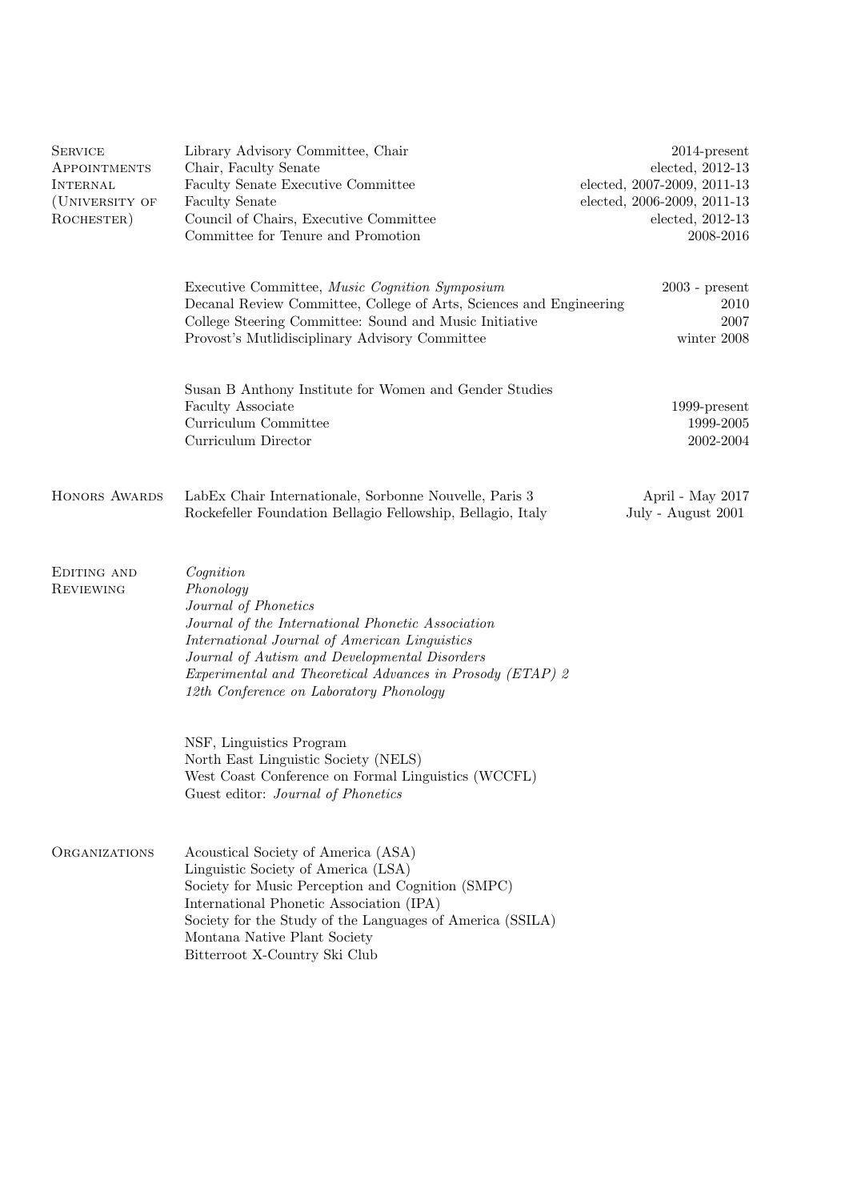## Service Appointments Internal (University of Rochester)

| | |
|---|---|
| Library Advisory Committee, Chair | 2014-present |
| Chair, Faculty Senate | elected, 2012-13 |
| Faculty Senate Executive Committee | elected, 2007-2009, 2011-13 |
| Faculty Senate | elected, 2006-2009, 2011-13 |
| Council of Chairs, Executive Committee | elected, 2012-13 |
| Committee for Tenure and Promotion | 2008-2016 |

| | |
|---|---|
| Executive Committee, *Music Cognition Symposium* | 2003 - present |
| Decanal Review Committee, College of Arts, Sciences and Engineering | 2010 |
| College Steering Committee: Sound and Music Initiative | 2007 |
| Provost's Mutlidisciplinary Advisory Committee | winter 2008 |

Susan B Anthony Institute for Women and Gender Studies

| | |
|---|---|
| Faculty Associate | 1999-present |
| Curriculum Committee | 1999-2005 |
| Curriculum Director | 2002-2004 |

## Honors Awards

| | |
|---|---|
| LabEx Chair Internationale, Sorbonne Nouvelle, Paris 3 | April - May 2017 |
| Rockefeller Foundation Bellagio Fellowship, Bellagio, Italy | July - August 2001 |

## Editing and Reviewing

*Cognition*
*Phonology*
*Journal of Phonetics*
*Journal of the International Phonetic Association*
*International Journal of American Linguistics*
*Journal of Autism and Developmental Disorders*
*Experimental and Theoretical Advances in Prosody (ETAP) 2*
*12th Conference on Laboratory Phonology*

NSF, Linguistics Program
North East Linguistic Society (NELS)
West Coast Conference on Formal Linguistics (WCCFL)
Guest editor: *Journal of Phonetics*

## Organizations

Acoustical Society of America (ASA)
Linguistic Society of America (LSA)
Society for Music Perception and Cognition (SMPC)
International Phonetic Association (IPA)
Society for the Study of the Languages of America (SSILA)
Montana Native Plant Society
Bitterroot X-Country Ski Club